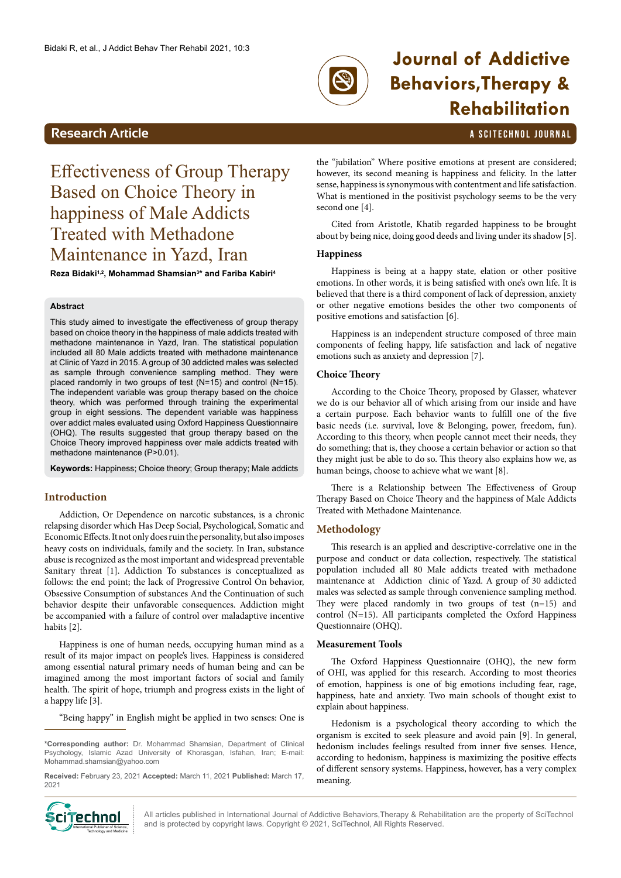Research Article

# Effectiveness of Group Therapy Based on Choice Theory in happiness of Male Addicts Treated with Methadone Maintenance in Yazd, Iran

**Reza Bidaki[1,2], Mohammad Shamsian[3]* and Fariba Kabiri[4]**

## Abstract

This study aimed to investigate the effectiveness of group therapy based on choice theory in the happiness of male addicts treated with methadone maintenance in Yazd, Iran. The statistical population included all 80 Male addicts treated with methadone maintenance at Clinic of Yazd in 2015. A group of 30 addicted males was selected as sample through convenience sampling method. They were placed randomly in two groups of test (N=15) and control (N=15). The independent variable was group therapy based on the choice theory, which was performed through training the experimental group in eight sessions. The dependent variable was happiness over addict males evaluated using Oxford Happiness Questionnaire (OHQ). The results suggested that group therapy based on the Choice Theory improved happiness over male addicts treated with methadone maintenance (P>0.01).

**Keywords:** Happiness; Choice theory; Group therapy; Male addicts

## Introduction

Addiction, Or Dependence on narcotic substances, is a chronic relapsing disorder which Has Deep Social, Psychological, Somatic and Economic Effects. It not only does ruin the personality, but also imposes heavy costs on individuals, family and the society. In Iran, substance abuse is recognized as the most important and widespread preventable Sanitary threat [1]. Addiction To substances is conceptualized as follows: the end point; the lack of Progressive Control On behavior, Obsessive Consumption of substances And the Continuation of such behavior despite their unfavorable consequences. Addiction might be accompanied with a failure of control over maladaptive incentive habits [2].

Happiness is one of human needs, occupying human mind as a result of its major impact on people's lives. Happiness is considered among essential natural primary needs of human being and can be imagined among the most important factors of social and family health. The spirit of hope, triumph and progress exists in the light of a happy life [3].

"Being happy" in English might be applied in two senses: One is the "jubilation" Where positive emotions at present are considered; however, its second meaning is happiness and felicity. In the latter sense, happiness is synonymous with contentment and life satisfaction. What is mentioned in the positivist psychology seems to be the very second one [4].

Cited from Aristotle, Khatib regarded happiness to be brought about by being nice, doing good deeds and living under its shadow [5].

### Happiness

Happiness is being at a happy state, elation or other positive emotions. In other words, it is being satisfied with one's own life. It is believed that there is a third component of lack of depression, anxiety or other negative emotions besides the other two components of positive emotions and satisfaction [6].

Happiness is an independent structure composed of three main components of feeling happy, life satisfaction and lack of negative emotions such as anxiety and depression [7].

### Choice Theory

According to the Choice Theory, proposed by Glasser, whatever we do is our behavior all of which arising from our inside and have a certain purpose. Each behavior wants to fulfill one of the five basic needs (i.e. survival, love & Belonging, power, freedom, fun). According to this theory, when people cannot meet their needs, they do something; that is, they choose a certain behavior or action so that they might just be able to do so. This theory also explains how we, as human beings, choose to achieve what we want [8].

There is a Relationship between The Effectiveness of Group Therapy Based on Choice Theory and the happiness of Male Addicts Treated with Methadone Maintenance.

## Methodology

This research is an applied and descriptive-correlative one in the purpose and conduct or data collection, respectively. The statistical population included all 80 Male addicts treated with methadone maintenance at Addiction clinic of Yazd. A group of 30 addicted males was selected as sample through convenience sampling method. They were placed randomly in two groups of test (n=15) and control (N=15). All participants completed the Oxford Happiness Questionnaire (OHQ).

### Measurement Tools

The Oxford Happiness Questionnaire (OHQ), the new form of OHI, was applied for this research. According to most theories of emotion, happiness is one of big emotions including fear, rage, happiness, hate and anxiety. Two main schools of thought exist to explain about happiness.

Hedonism is a psychological theory according to which the organism is excited to seek pleasure and avoid pain [9]. In general, hedonism includes feelings resulted from inner five senses. Hence, according to hedonism, happiness is maximizing the positive effects of different sensory systems. Happiness, however, has a very complex meaning.

*Corresponding author: Dr. Mohammad Shamsian, Department of Clinical Psychology, Islamic Azad University of Khorasgan, Isfahan, Iran; E-mail: Mohammad.shamsian@yahoo.com

**Received:** February 23, 2021 **Accepted:** March 11, 2021 **Published:** March 17, 2021

All articles published in International Journal of Addictive Behaviors,Therapy & Rehabilitation are the property of SciTechnol and is protected by copyright laws. Copyright © 2021, SciTechnol, All Rights Reserved.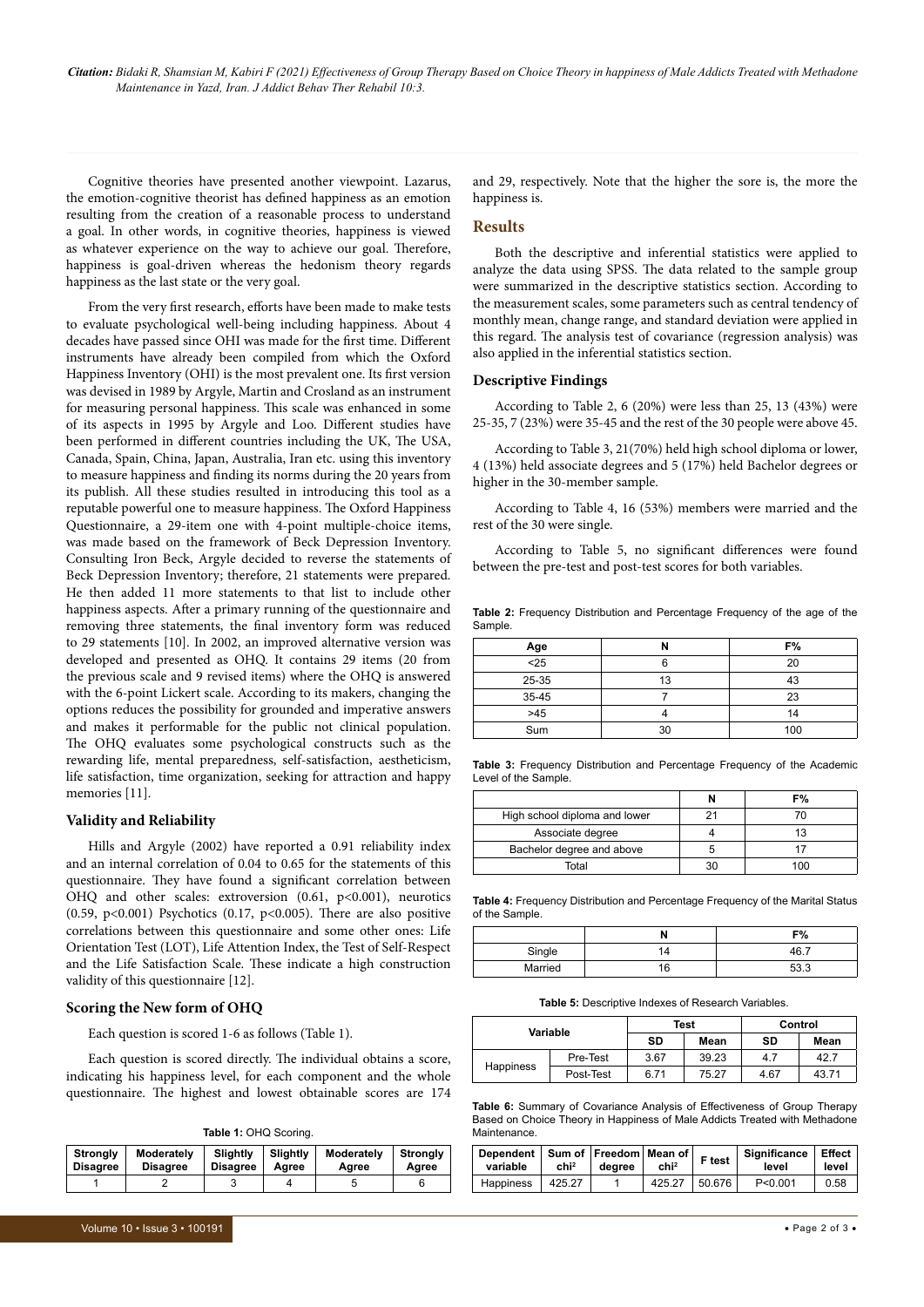Cognitive theories have presented another viewpoint. Lazarus, the emotion-cognitive theorist has defined happiness as an emotion resulting from the creation of a reasonable process to understand a goal. In other words, in cognitive theories, happiness is viewed as whatever experience on the way to achieve our goal. Therefore, happiness is goal-driven whereas the hedonism theory regards happiness as the last state or the very goal.

From the very first research, efforts have been made to make tests to evaluate psychological well-being including happiness. About 4 decades have passed since OHI was made for the first time. Different instruments have already been compiled from which the Oxford Happiness Inventory (OHI) is the most prevalent one. Its first version was devised in 1989 by Argyle, Martin and Crosland as an instrument for measuring personal happiness. This scale was enhanced in some of its aspects in 1995 by Argyle and Loo. Different studies have been performed in different countries including the UK, The USA, Canada, Spain, China, Japan, Australia, Iran etc. using this inventory to measure happiness and finding its norms during the 20 years from its publish. All these studies resulted in introducing this tool as a reputable powerful one to measure happiness. The Oxford Happiness Questionnaire, a 29-item one with 4-point multiple-choice items, was made based on the framework of Beck Depression Inventory. Consulting Iron Beck, Argyle decided to reverse the statements of Beck Depression Inventory; therefore, 21 statements were prepared. He then added 11 more statements to that list to include other happiness aspects. After a primary running of the questionnaire and removing three statements, the final inventory form was reduced to 29 statements [10]. In 2002, an improved alternative version was developed and presented as OHQ. It contains 29 items (20 from the previous scale and 9 revised items) where the OHQ is answered with the 6-point Lickert scale. According to its makers, changing the options reduces the possibility for grounded and imperative answers and makes it performable for the public not clinical population. The OHQ evaluates some psychological constructs such as the rewarding life, mental preparedness, self-satisfaction, aestheticism, life satisfaction, time organization, seeking for attraction and happy memories [11].

### Validity and Reliability

Hills and Argyle (2002) have reported a 0.91 reliability index and an internal correlation of 0.04 to 0.65 for the statements of this questionnaire. They have found a significant correlation between OHQ and other scales: extroversion (0.61, $p<0.001$), neurotics (0.59, $p<0.001$) Psychotics (0.17, $p<0.005$). There are also positive correlations between this questionnaire and some other ones: Life Orientation Test (LOT), Life Attention Index, the Test of Self-Respect and the Life Satisfaction Scale. These indicate a high construction validity of this questionnaire [12].

### Scoring the New form of OHQ

Each question is scored 1-6 as follows (Table 1).

Each question is scored directly. The individual obtains a score, indicating his happiness level, for each component and the whole questionnaire. The highest and lowest obtainable scores are 174 and 29, respectively. Note that the higher the sore is, the more the happiness is.

**Table 1:** OHQ Scoring.

| Strongly Disagree | Moderately Disagree | Slightly Disagree | Slightly Agree | Moderately Agree | Strongly Agree |
|---|---|---|---|---|---|
| 1 | 2 | 3 | 4 | 5 | 6 |

## Results

Both the descriptive and inferential statistics were applied to analyze the data using SPSS. The data related to the sample group were summarized in the descriptive statistics section. According to the measurement scales, some parameters such as central tendency of monthly mean, change range, and standard deviation were applied in this regard. The analysis test of covariance (regression analysis) was also applied in the inferential statistics section.

### Descriptive Findings

According to Table 2, 6 (20%) were less than 25, 13 (43%) were 25-35, 7 (23%) were 35-45 and the rest of the 30 people were above 45.

According to Table 3, 21(70%) held high school diploma or lower, 4 (13%) held associate degrees and 5 (17%) held Bachelor degrees or higher in the 30-member sample.

According to Table 4, 16 (53%) members were married and the rest of the 30 were single.

According to Table 5, no significant differences were found between the pre-test and post-test scores for both variables.

**Table 2:** Frequency Distribution and Percentage Frequency of the age of the Sample.

| Age | N | F% |
|---|---|---|
| <25 | 6 | 20 |
| 25-35 | 13 | 43 |
| 35-45 | 7 | 23 |
| >45 | 4 | 14 |
| Sum | 30 | 100 |

**Table 3:** Frequency Distribution and Percentage Frequency of the Academic Level of the Sample.

| | N | F% |
|---|---|---|
| High school diploma and lower | 21 | 70 |
| Associate degree | 4 | 13 |
| Bachelor degree and above | 5 | 17 |
| Total | 30 | 100 |

**Table 4:** Frequency Distribution and Percentage Frequency of the Marital Status of the Sample.

| | N | F% |
|---|---|---|
| Single | 14 | 46.7 |
| Married | 16 | 53.3 |

**Table 5:** Descriptive Indexes of Research Variables.

| Variable | | Test | | Control | |
|---|---|---|---|---|---|
| | | SD | Mean | SD | Mean |
| Happiness | Pre-Test | 3.67 | 39.23 | 4.7 | 42.7 |
| | Post-Test | 6.71 | 75.27 | 4.67 | 43.71 |

**Table 6:** Summary of Covariance Analysis of Effectiveness of Group Therapy Based on Choice Theory in Happiness of Male Addicts Treated with Methadone Maintenance.

| Dependent variable | Sum of chi² | Freedom degree | Mean of chi² | F test | Significance level | Effect level |
|---|---|---|---|---|---|---|
| Happiness | 425.27 | 1 | 425.27 | 50.676 | P<0.001 | 0.58 |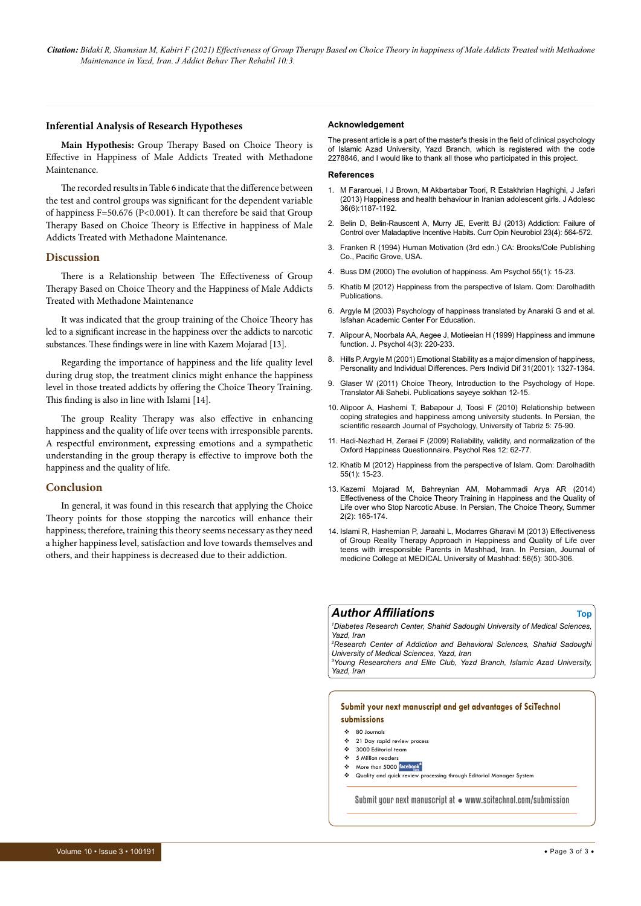## Inferential Analysis of Research Hypotheses

**Main Hypothesis:** Group Therapy Based on Choice Theory is Effective in Happiness of Male Addicts Treated with Methadone Maintenance.

The recorded results in Table 6 indicate that the difference between the test and control groups was significant for the dependent variable of happiness F=50.676 (P<0.001). It can therefore be said that Group Therapy Based on Choice Theory is Effective in happiness of Male Addicts Treated with Methadone Maintenance.

## Discussion

There is a Relationship between The Effectiveness of Group Therapy Based on Choice Theory and the Happiness of Male Addicts Treated with Methadone Maintenance

It was indicated that the group training of the Choice Theory has led to a significant increase in the happiness over the addicts to narcotic substances. These findings were in line with Kazem Mojarad [13].

Regarding the importance of happiness and the life quality level during drug stop, the treatment clinics might enhance the happiness level in those treated addicts by offering the Choice Theory Training. This finding is also in line with Islami [14].

The group Reality Therapy was also effective in enhancing happiness and the quality of life over teens with irresponsible parents. A respectful environment, expressing emotions and a sympathetic understanding in the group therapy is effective to improve both the happiness and the quality of life.

## Conclusion

In general, it was found in this research that applying the Choice Theory points for those stopping the narcotics will enhance their happiness; therefore, training this theory seems necessary as they need a higher happiness level, satisfaction and love towards themselves and others, and their happiness is decreased due to their addiction.

### Acknowledgement

The present article is a part of the master's thesis in the field of clinical psychology of Islamic Azad University, Yazd Branch, which is registered with the code 2278846, and I would like to thank all those who participated in this project.

### References

1. M Fararouei, I J Brown, M Akbartabar Toori, R Estakhrian Haghighi, J Jafari (2013) Happiness and health behaviour in Iranian adolescent girls. J Adolesc 36(6):1187-1192.
2. Belin D, Belin-Rauscent A, Murry JE, Everitt BJ (2013) Addiction: Failure of Control over Maladaptive Incentive Habits. Curr Opin Neurobiol 23(4): 564-572.
3. Franken R (1994) Human Motivation (3rd edn.) CA: Brooks/Cole Publishing Co., Pacific Grove, USA.
4. Buss DM (2000) The evolution of happiness. Am Psychol 55(1): 15-23.
5. Khatib M (2012) Happiness from the perspective of Islam. Qom: Darolhadith Publications.
6. Argyle M (2003) Psychology of happiness translated by Anaraki G and et al. Isfahan Academic Center For Education.
7. Alipour A, Noorbala AA, Aegee J, Motieeian H (1999) Happiness and immune function. J. Psychol 4(3): 220-233.
8. Hills P, Argyle M (2001) Emotional Stability as a major dimension of happiness, Personality and Individual Differences. Pers Individ Dif 31(2001): 1327-1364.
9. Glaser W (2011) Choice Theory, Introduction to the Psychology of Hope. Translator Ali Sahebi. Publications sayeye sokhan 12-15.
10. Alipoor A, Hashemi T, Babapour J, Toosi F (2010) Relationship between coping strategies and happiness among university students. In Persian, the scientific research Journal of Psychology, University of Tabriz 5: 75-90.
11. Hadi-Nezhad H, Zeraei F (2009) Reliability, validity, and normalization of the Oxford Happiness Questionnaire. Psychol Res 12: 62-77.
12. Khatib M (2012) Happiness from the perspective of Islam. Qom: Darolhadith 55(1): 15-23.
13. Kazemi Mojarad M, Bahreynian AM, Mohammadi Arya AR (2014) Effectiveness of the Choice Theory Training in Happiness and the Quality of Life over who Stop Narcotic Abuse. In Persian, The Choice Theory, Summer 2(2): 165-174.
14. Islami R, Hashemian P, Jaraahi L, Modarres Gharavi M (2013) Effectiveness of Group Reality Therapy Approach in Happiness and Quality of Life over teens with irresponsible Parents in Mashhad, Iran. In Persian, Journal of medicine College at MEDICAL University of Mashhad: 56(5): 300-306.

### Author Affiliations

[1]*Diabetes Research Center, Shahid Sadoughi University of Medical Sciences, Yazd, Iran*
[2]*Research Center of Addiction and Behavioral Sciences, Shahid Sadoughi University of Medical Sciences, Yazd, Iran*
[3]*Young Researchers and Elite Club, Yazd Branch, Islamic Azad University, Yazd, Iran*